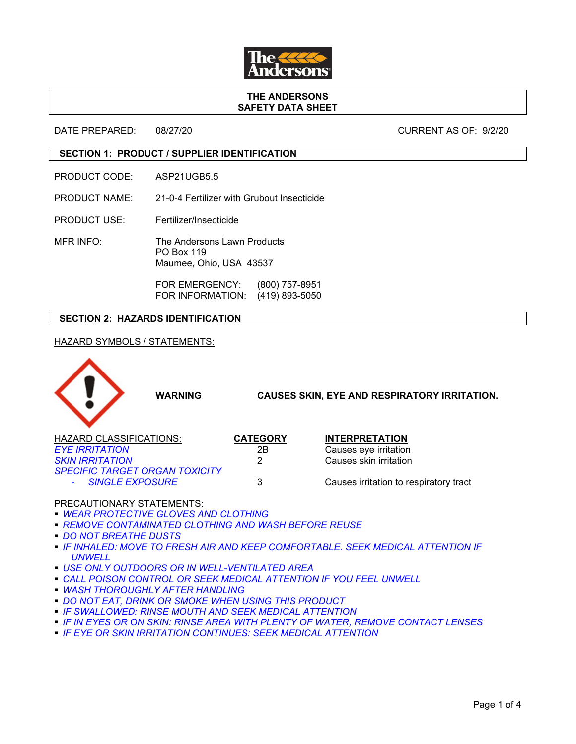**THE ANDERSONS**
**SAFETY DATA SHEET**

DATE PREPARED: 08/27/20 CURRENT AS OF: 9/2/20

## SECTION 1: PRODUCT / SUPPLIER IDENTIFICATION

PRODUCT CODE: ASP21UGB5.5

PRODUCT NAME: 21-0-4 Fertilizer with Grubout Insecticide

PRODUCT USE: Fertilizer/Insecticide

MFR INFO: The Andersons Lawn Products
PO Box 119
Maumee, Ohio, USA 43537

FOR EMERGENCY: (800) 757-8951
FOR INFORMATION: (419) 893-5050

## SECTION 2: HAZARDS IDENTIFICATION

HAZARD SYMBOLS / STATEMENTS:

**WARNING** **CAUSES SKIN, EYE AND RESPIRATORY IRRITATION.**

| HAZARD CLASSIFICATIONS: | CATEGORY | INTERPRETATION |
|---|---|---|
| *EYE IRRITATION* | 2B | Causes eye irritation |
| *SKIN IRRITATION* | 2 | Causes skin irritation |
| *SPECIFIC TARGET ORGAN TOXICITY - SINGLE EXPOSURE* | 3 | Causes irritation to respiratory tract |

PRECAUTIONARY STATEMENTS:

- *WEAR PROTECTIVE GLOVES AND CLOTHING*
- *REMOVE CONTAMINATED CLOTHING AND WASH BEFORE REUSE*
- *DO NOT BREATHE DUSTS*
- *IF INHALED: MOVE TO FRESH AIR AND KEEP COMFORTABLE. SEEK MEDICAL ATTENTION IF UNWELL*
- *USE ONLY OUTDOORS OR IN WELL-VENTILATED AREA*
- *CALL POISON CONTROL OR SEEK MEDICAL ATTENTION IF YOU FEEL UNWELL*
- *WASH THOROUGHLY AFTER HANDLING*
- *DO NOT EAT, DRINK OR SMOKE WHEN USING THIS PRODUCT*
- *IF SWALLOWED: RINSE MOUTH AND SEEK MEDICAL ATTENTION*
- *IF IN EYES OR ON SKIN: RINSE AREA WITH PLENTY OF WATER, REMOVE CONTACT LENSES*
- *IF EYE OR SKIN IRRITATION CONTINUES: SEEK MEDICAL ATTENTION*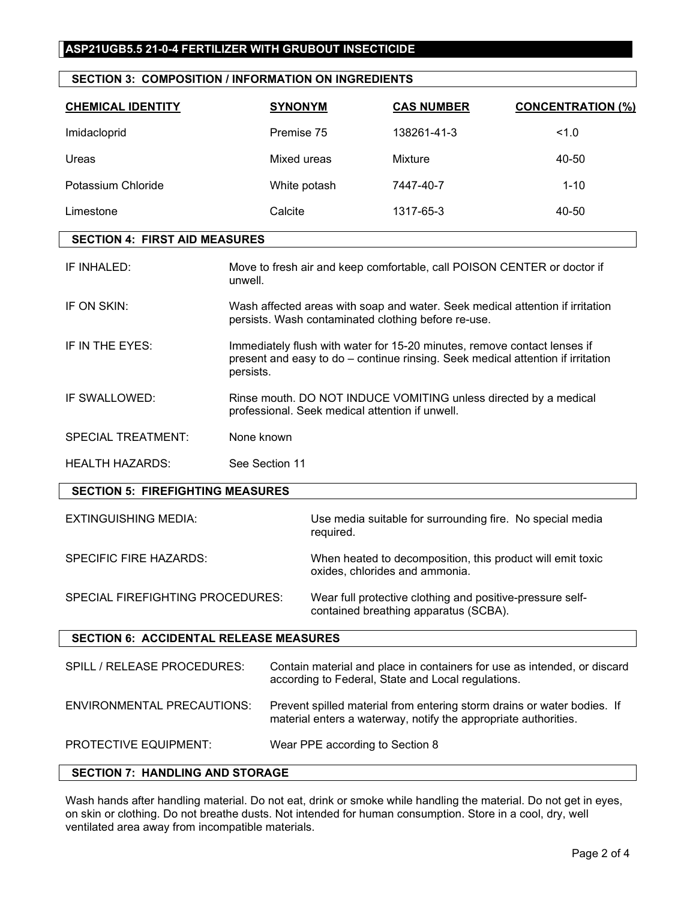# ASP21UGB5.5 21-0-4 FERTILIZER WITH GRUBOUT INSECTICIDE

## SECTION 3: COMPOSITION / INFORMATION ON INGREDIENTS

| CHEMICAL IDENTITY | SYNONYM | CAS NUMBER | CONCENTRATION (%) |
|---|---|---|---|
| Imidacloprid | Premise 75 | 138261-41-3 | <1.0 |
| Ureas | Mixed ureas | Mixture | 40-50 |
| Potassium Chloride | White potash | 7447-40-7 | 1-10 |
| Limestone | Calcite | 1317-65-3 | 40-50 |

## SECTION 4: FIRST AID MEASURES

IF INHALED: Move to fresh air and keep comfortable, call POISON CENTER or doctor if unwell.

IF ON SKIN: Wash affected areas with soap and water. Seek medical attention if irritation persists. Wash contaminated clothing before re-use.

IF IN THE EYES: Immediately flush with water for 15-20 minutes, remove contact lenses if present and easy to do – continue rinsing. Seek medical attention if irritation persists.

IF SWALLOWED: Rinse mouth. DO NOT INDUCE VOMITING unless directed by a medical professional. Seek medical attention if unwell.

SPECIAL TREATMENT: None known

HEALTH HAZARDS: See Section 11

## SECTION 5: FIREFIGHTING MEASURES

EXTINGUISHING MEDIA: Use media suitable for surrounding fire. No special media required.

SPECIFIC FIRE HAZARDS: When heated to decomposition, this product will emit toxic oxides, chlorides and ammonia.

SPECIAL FIREFIGHTING PROCEDURES: Wear full protective clothing and positive-pressure self-contained breathing apparatus (SCBA).

## SECTION 6: ACCIDENTAL RELEASE MEASURES

SPILL / RELEASE PROCEDURES: Contain material and place in containers for use as intended, or discard according to Federal, State and Local regulations.

ENVIRONMENTAL PRECAUTIONS: Prevent spilled material from entering storm drains or water bodies. If material enters a waterway, notify the appropriate authorities.

PROTECTIVE EQUIPMENT: Wear PPE according to Section 8

## SECTION 7: HANDLING AND STORAGE

Wash hands after handling material. Do not eat, drink or smoke while handling the material. Do not get in eyes, on skin or clothing. Do not breathe dusts. Not intended for human consumption. Store in a cool, dry, well ventilated area away from incompatible materials.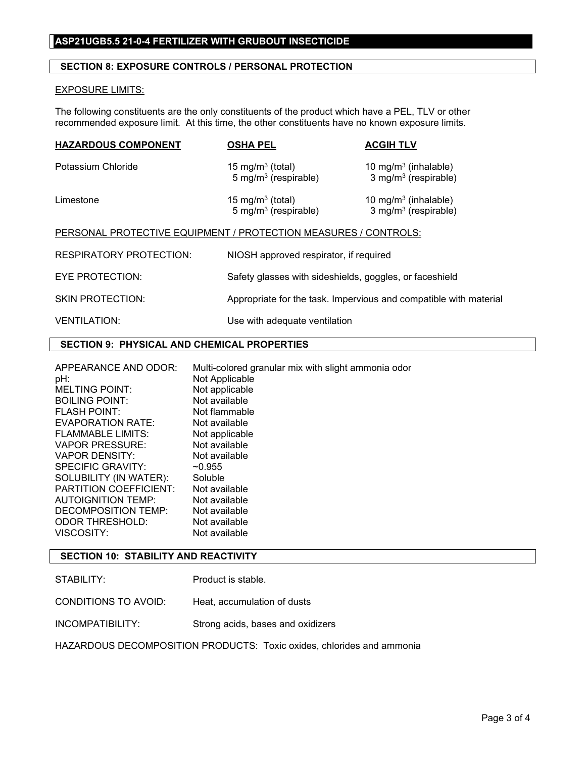## ASP21UGB5.5 21-0-4 FERTILIZER WITH GRUBOUT INSECTICIDE

### SECTION 8: EXPOSURE CONTROLS / PERSONAL PROTECTION

EXPOSURE LIMITS:

The following constituents are the only constituents of the product which have a PEL, TLV or other recommended exposure limit. At this time, the other constituents have no known exposure limits.

| HAZARDOUS COMPONENT | OSHA PEL | ACGIH TLV |
|---|---|---|
| Potassium Chloride | 15 mg/m$^3$ (total)<br>5 mg/m$^3$ (respirable) | 10 mg/m$^3$ (inhalable)<br>3 mg/m$^3$ (respirable) |
| Limestone | 15 mg/m$^3$ (total)<br>5 mg/m$^3$ (respirable) | 10 mg/m$^3$ (inhalable)<br>3 mg/m$^3$ (respirable) |

PERSONAL PROTECTIVE EQUIPMENT / PROTECTION MEASURES / CONTROLS:

| | |
|---|---|
| RESPIRATORY PROTECTION: | NIOSH approved respirator, if required |
| EYE PROTECTION: | Safety glasses with sideshields, goggles, or faceshield |
| SKIN PROTECTION: | Appropriate for the task. Impervious and compatible with material |
| VENTILATION: | Use with adequate ventilation |

### SECTION 9: PHYSICAL AND CHEMICAL PROPERTIES

| | |
|---|---|
| APPEARANCE AND ODOR: | Multi-colored granular mix with slight ammonia odor |
| pH: | Not Applicable |
| MELTING POINT: | Not applicable |
| BOILING POINT: | Not available |
| FLASH POINT: | Not flammable |
| EVAPORATION RATE: | Not available |
| FLAMMABLE LIMITS: | Not applicable |
| VAPOR PRESSURE: | Not available |
| VAPOR DENSITY: | Not available |
| SPECIFIC GRAVITY: | ~0.955 |
| SOLUBILITY (IN WATER): | Soluble |
| PARTITION COEFFICIENT: | Not available |
| AUTOIGNITION TEMP: | Not available |
| DECOMPOSITION TEMP: | Not available |
| ODOR THRESHOLD: | Not available |
| VISCOSITY: | Not available |

### SECTION 10: STABILITY AND REACTIVITY

| | |
|---|---|
| STABILITY: | Product is stable. |
| CONDITIONS TO AVOID: | Heat, accumulation of dusts |
| INCOMPATIBILITY: | Strong acids, bases and oxidizers |

HAZARDOUS DECOMPOSITION PRODUCTS: Toxic oxides, chlorides and ammonia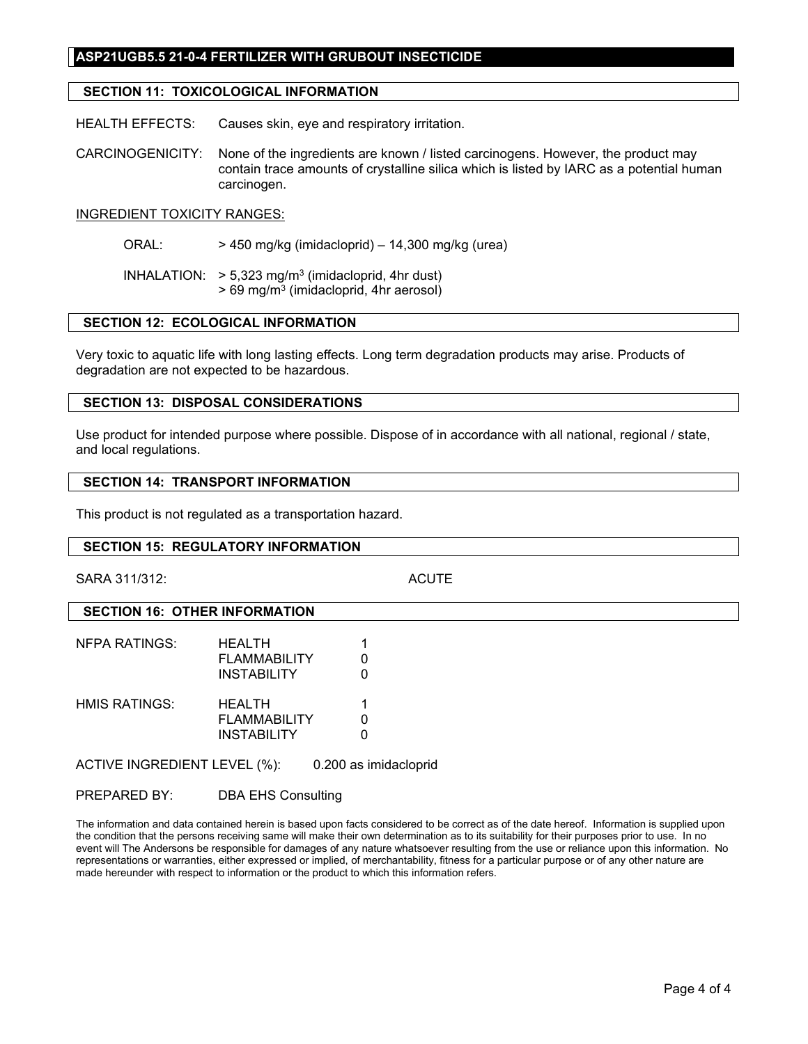# ASP21UGB5.5 21-0-4 FERTILIZER WITH GRUBOUT INSECTICIDE

## SECTION 11: TOXICOLOGICAL INFORMATION

HEALTH EFFECTS: Causes skin, eye and respiratory irritation.

CARCINOGENICITY: None of the ingredients are known / listed carcinogens. However, the product may contain trace amounts of crystalline silica which is listed by IARC as a potential human carcinogen.

INGREDIENT TOXICITY RANGES:

ORAL: > 450 mg/kg (imidacloprid) – 14,300 mg/kg (urea)

INHALATION: > 5,323 $mg/m^3$ (imidacloprid, 4hr dust)
> 69 $mg/m^3$ (imidacloprid, 4hr aerosol)

## SECTION 12: ECOLOGICAL INFORMATION

Very toxic to aquatic life with long lasting effects. Long term degradation products may arise. Products of degradation are not expected to be hazardous.

## SECTION 13: DISPOSAL CONSIDERATIONS

Use product for intended purpose where possible. Dispose of in accordance with all national, regional / state, and local regulations.

## SECTION 14: TRANSPORT INFORMATION

This product is not regulated as a transportation hazard.

## SECTION 15: REGULATORY INFORMATION

SARA 311/312: ACUTE

## SECTION 16: OTHER INFORMATION

| | | |
|---|---|---|
| NFPA RATINGS: | HEALTH | 1 |
| | FLAMMABILITY | 0 |
| | INSTABILITY | 0 |
| HMIS RATINGS: | HEALTH | 1 |
| | FLAMMABILITY | 0 |
| | INSTABILITY | 0 |

ACTIVE INGREDIENT LEVEL (%): 0.200 as imidacloprid

PREPARED BY: DBA EHS Consulting

The information and data contained herein is based upon facts considered to be correct as of the date hereof. Information is supplied upon the condition that the persons receiving same will make their own determination as to its suitability for their purposes prior to use. In no event will The Andersons be responsible for damages of any nature whatsoever resulting from the use or reliance upon this information. No representations or warranties, either expressed or implied, of merchantability, fitness for a particular purpose or of any other nature are made hereunder with respect to information or the product to which this information refers.